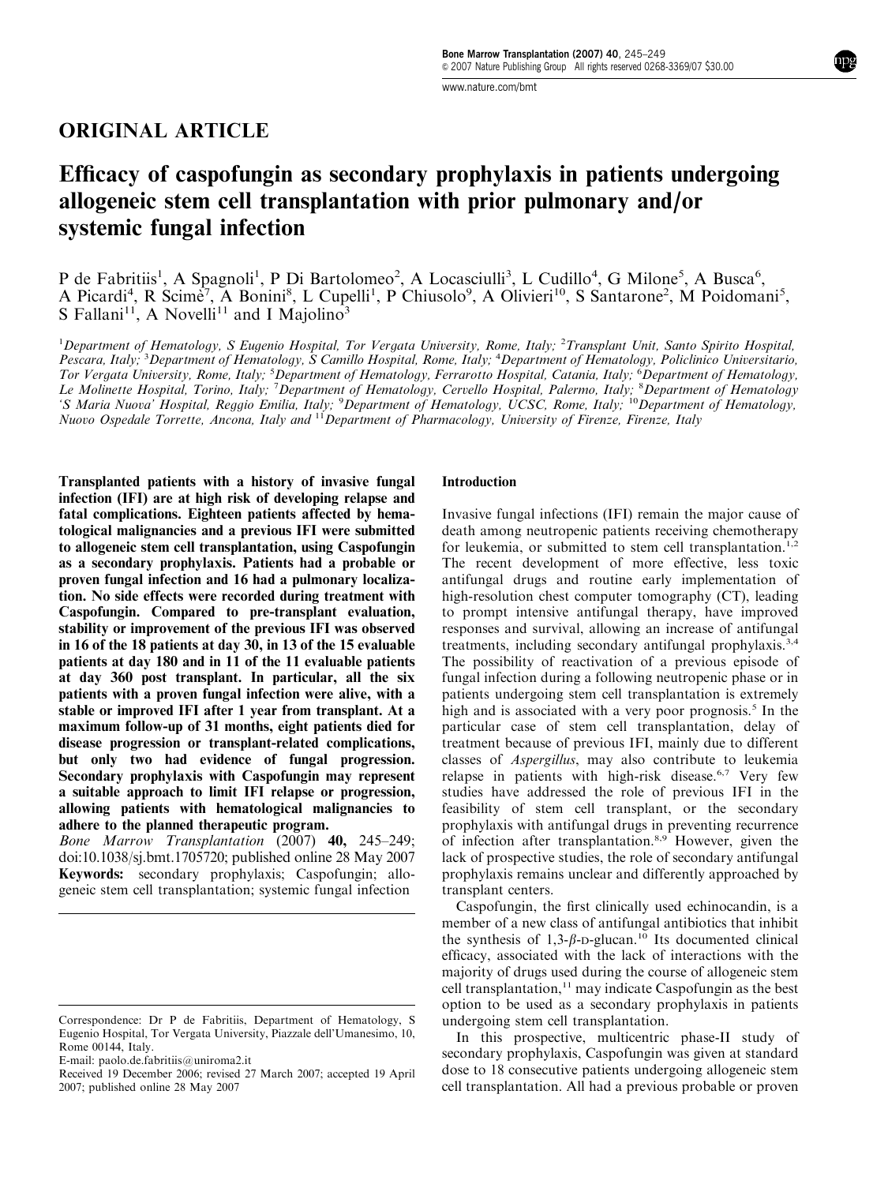## ORIGINAL ARTICLE

# Efficacy of caspofungin as secondary prophylaxis in patients undergoing allogeneic stem cell transplantation with prior pulmonary and/or systemic fungal infection

P de Fabritiis[1], A Spagnoli[1], P Di Bartolomeo[2], A Locasciulli[3], L Cudillo[4], G Milone[5], A Busca[6], A Picardi[4], R Scimè[7], A Bonini[8], L Cupelli[1], P Chiusolo[9], A Olivieri[10], S Santarone[2], M Poidomani[5], S Fallani[11], A Novelli[11] and I Majolino[3]

[1]Department of Hematology, S Eugenio Hospital, Tor Vergata University, Rome, Italy; [2]Transplant Unit, Santo Spirito Hospital, Pescara, Italy; [3]Department of Hematology, S Camillo Hospital, Rome, Italy; [4]Department of Hematology, Policlinico Universitario, Tor Vergata University, Rome, Italy; [5]Department of Hematology, Ferrarotto Hospital, Catania, Italy; [6]Department of Hematology, Le Molinette Hospital, Torino, Italy; [7]Department of Hematology, Cervello Hospital, Palermo, Italy; [8]Department of Hematology 'S Maria Nuova' Hospital, Reggio Emilia, Italy; [9]Department of Hematology, UCSC, Rome, Italy; [10]Department of Hematology, Nuovo Ospedale Torrette, Ancona, Italy and [11]Department of Pharmacology, University of Firenze, Firenze, Italy

**Transplanted patients with a history of invasive fungal infection (IFI) are at high risk of developing relapse and fatal complications. Eighteen patients affected by hematological malignancies and a previous IFI were submitted to allogeneic stem cell transplantation, using Caspofungin as a secondary prophylaxis. Patients had a probable or proven fungal infection and 16 had a pulmonary localization. No side effects were recorded during treatment with Caspofungin. Compared to pre-transplant evaluation, stability or improvement of the previous IFI was observed in 16 of the 18 patients at day 30, in 13 of the 15 evaluable patients at day 180 and in 11 of the 11 evaluable patients at day 360 post transplant. In particular, all the six patients with a proven fungal infection were alive, with a stable or improved IFI after 1 year from transplant. At a maximum follow-up of 31 months, eight patients died for disease progression or transplant-related complications, but only two had evidence of fungal progression. Secondary prophylaxis with Caspofungin may represent a suitable approach to limit IFI relapse or progression, allowing patients with hematological malignancies to adhere to the planned therapeutic program.**

*Bone Marrow Transplantation* (2007) **40,** 245–249; doi:10.1038/sj.bmt.1705720; published online 28 May 2007

**Keywords:** secondary prophylaxis; Caspofungin; allogeneic stem cell transplantation; systemic fungal infection

Correspondence: Dr P de Fabritiis, Department of Hematology, S Eugenio Hospital, Tor Vergata University, Piazzale dell'Umanesimo, 10, Rome 00144, Italy.

E-mail: paolo.de.fabritiis@uniroma2.it

Received 19 December 2006; revised 27 March 2007; accepted 19 April 2007; published online 28 May 2007

## Introduction

Invasive fungal infections (IFI) remain the major cause of death among neutropenic patients receiving chemotherapy for leukemia, or submitted to stem cell transplantation.[1,2] The recent development of more effective, less toxic antifungal drugs and routine early implementation of high-resolution chest computer tomography (CT), leading to prompt intensive antifungal therapy, have improved responses and survival, allowing an increase of antifungal treatments, including secondary antifungal prophylaxis.[3,4] The possibility of reactivation of a previous episode of fungal infection during a following neutropenic phase or in patients undergoing stem cell transplantation is extremely high and is associated with a very poor prognosis.[5] In the particular case of stem cell transplantation, delay of treatment because of previous IFI, mainly due to different classes of *Aspergillus*, may also contribute to leukemia relapse in patients with high-risk disease.[6,7] Very few studies have addressed the role of previous IFI in the feasibility of stem cell transplant, or the secondary prophylaxis with antifungal drugs in preventing recurrence of infection after transplantation.[8,9] However, given the lack of prospective studies, the role of secondary antifungal prophylaxis remains unclear and differently approached by transplant centers.

Caspofungin, the first clinically used echinocandin, is a member of a new class of antifungal antibiotics that inhibit the synthesis of 1,3-$\beta$-D-glucan.[10] Its documented clinical efficacy, associated with the lack of interactions with the majority of drugs used during the course of allogeneic stem cell transplantation,[11] may indicate Caspofungin as the best option to be used as a secondary prophylaxis in patients undergoing stem cell transplantation.

In this prospective, multicentric phase-II study of secondary prophylaxis, Caspofungin was given at standard dose to 18 consecutive patients undergoing allogeneic stem cell transplantation. All had a previous probable or proven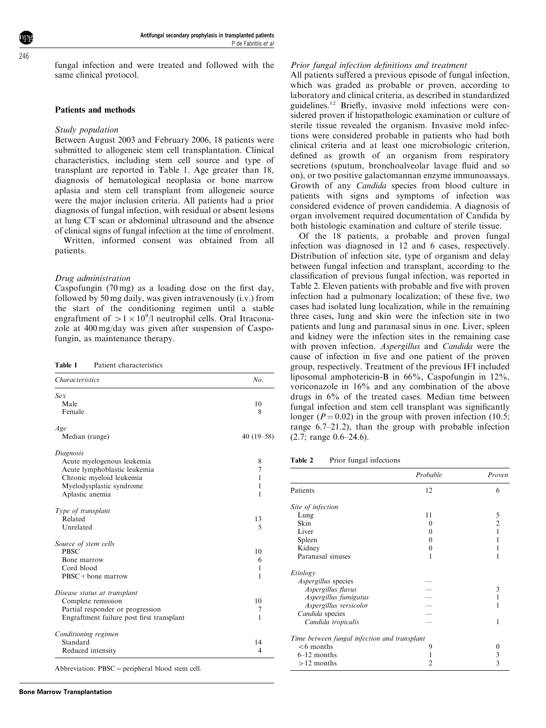fungal infection and were treated and followed with the same clinical protocol.

## Patients and methods

### Study population

Between August 2003 and February 2006, 18 patients were submitted to allogeneic stem cell transplantation. Clinical characteristics, including stem cell source and type of transplant are reported in Table 1. Age greater than 18, diagnosis of hematological neoplasia or bone marrow aplasia and stem cell transplant from allogeneic source were the major inclusion criteria. All patients had a prior diagnosis of fungal infection, with residual or absent lesions at lung CT scan or abdominal ultrasound and the absence of clinical signs of fungal infection at the time of enrolment.

Written, informed consent was obtained from all patients.

### Drug administration

Caspofungin (70 mg) as a loading dose on the first day, followed by 50 mg daily, was given intravenously (i.v.) from the start of the conditioning regimen until a stable engraftment of $>1\times10^9$/l neutrophil cells. Oral Itraconazole at 400 mg/day was given after suspension of Caspofungin, as maintenance therapy.

**Table 1** Patient characteristics

| *Characteristics* | *No.* |
|---|---|
| *Sex* | |
| Male | 10 |
| Female | 8 |
| *Age* | |
| Median (range) | 40 (19–58) |
| *Diagnosis* | |
| Acute myelogenous leukemia | 8 |
| Acute lymphoblastic leukemia | 7 |
| Chronic myeloid leukemia | 1 |
| Myelodysplastic syndrome | 1 |
| Aplastic anemia | 1 |
| *Type of transplant* | |
| Related | 13 |
| Unrelated | 5 |
| *Source of stem cells* | |
| PBSC | 10 |
| Bone marrow | 6 |
| Cord blood | 1 |
| PBSC + bone marrow | 1 |
| *Disease status at transplant* | |
| Complete remission | 10 |
| Partial responder or progression | 7 |
| Engraftment failure post first transplant | 1 |
| *Conditioning regimen* | |
| Standard | 14 |
| Reduced intensity | 4 |

Abbreviation: PBSC = peripheral blood stem cell.

### Prior fungal infection definitions and treatment

All patients suffered a previous episode of fungal infection, which was graded as probable or proven, according to laboratory and clinical criteria, as described in standardized guidelines.[12] Briefly, invasive mold infections were considered proven if histopathologic examination or culture of sterile tissue revealed the organism. Invasive mold infections were considered probable in patients who had both clinical criteria and at least one microbiologic criterion, defined as growth of an organism from respiratory secretions (sputum, bronchoalveolar lavage fluid and so on), or two positive galactomannan enzyme immunoassays. Growth of any *Candida* species from blood culture in patients with signs and symptoms of infection was considered evidence of proven candidemia. A diagnosis of organ involvement required documentation of Candida by both histologic examination and culture of sterile tissue.

Of the 18 patients, a probable and proven fungal infection was diagnosed in 12 and 6 cases, respectively. Distribution of infection site, type of organism and delay between fungal infection and transplant, according to the classification of previous fungal infection, was reported in Table 2. Eleven patients with probable and five with proven infection had a pulmonary localization; of these five, two cases had isolated lung localization, while in the remaining three cases, lung and skin were the infection site in two patients and lung and paranasal sinus in one. Liver, spleen and kidney were the infection sites in the remaining case with proven infection. *Aspergillus* and *Candida* were the cause of infection in five and one patient of the proven group, respectively. Treatment of the previous IFI included liposomal amphotericin-B in 66%, Caspofungin in 12%, voriconazole in 16% and any combination of the above drugs in 6% of the treated cases. Median time between fungal infection and stem cell transplant was significantly longer ($P=0.02$) in the group with proven infection (10.5; range 6.7–21.2), than the group with probable infection (2.7; range 0.6–24.6).

**Table 2** Prior fungal infections

| | *Probable* | *Proven* |
|---|---|---|
| Patients | 12 | 6 |
| *Site of infection* | | |
| Lung | 11 | 5 |
| Skin | 0 | 2 |
| Liver | 0 | 1 |
| Spleen | 0 | 1 |
| Kidney | 0 | 1 |
| Paranasal sinuses | 1 | 1 |
| *Etiology* | | |
| *Aspergillus* species | — | |
| *Aspergillus flavus* | — | 3 |
| *Aspergillus fumigatus* | — | 1 |
| *Aspergillus versicolor* | — | 1 |
| *Candida* species | — | |
| *Candida tropicalis* | — | 1 |
| *Time between fungal infection and transplant* | | |
| <6 months | 9 | 0 |
| 6–12 months | 1 | 3 |
| >12 months | 2 | 3 |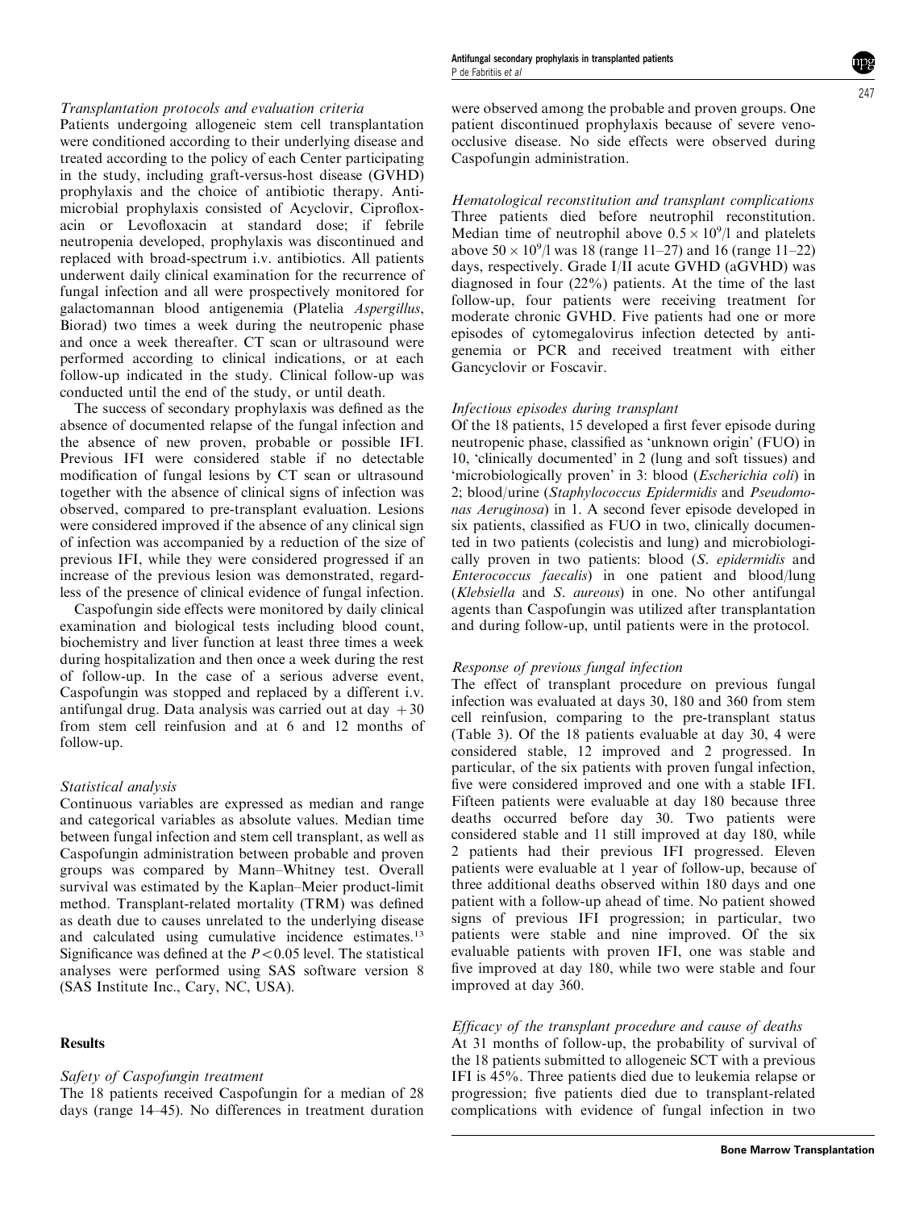### *Transplantation protocols and evaluation criteria*

Patients undergoing allogeneic stem cell transplantation were conditioned according to their underlying disease and treated according to the policy of each Center participating in the study, including graft-versus-host disease (GVHD) prophylaxis and the choice of antibiotic therapy. Antimicrobial prophylaxis consisted of Acyclovir, Ciprofloxacin or Levofloxacin at standard dose; if febrile neutropenia developed, prophylaxis was discontinued and replaced with broad-spectrum i.v. antibiotics. All patients underwent daily clinical examination for the recurrence of fungal infection and all were prospectively monitored for galactomannan blood antigenemia (Platelia *Aspergillus*, Biorad) two times a week during the neutropenic phase and once a week thereafter. CT scan or ultrasound were performed according to clinical indications, or at each follow-up indicated in the study. Clinical follow-up was conducted until the end of the study, or until death.

The success of secondary prophylaxis was defined as the absence of documented relapse of the fungal infection and the absence of new proven, probable or possible IFI. Previous IFI were considered stable if no detectable modification of fungal lesions by CT scan or ultrasound together with the absence of clinical signs of infection was observed, compared to pre-transplant evaluation. Lesions were considered improved if the absence of any clinical sign of infection was accompanied by a reduction of the size of previous IFI, while they were considered progressed if an increase of the previous lesion was demonstrated, regardless of the presence of clinical evidence of fungal infection.

Caspofungin side effects were monitored by daily clinical examination and biological tests including blood count, biochemistry and liver function at least three times a week during hospitalization and then once a week during the rest of follow-up. In the case of a serious adverse event, Caspofungin was stopped and replaced by a different i.v. antifungal drug. Data analysis was carried out at day +30 from stem cell reinfusion and at 6 and 12 months of follow-up.

### *Statistical analysis*

Continuous variables are expressed as median and range and categorical variables as absolute values. Median time between fungal infection and stem cell transplant, as well as Caspofungin administration between probable and proven groups was compared by Mann–Whitney test. Overall survival was estimated by the Kaplan–Meier product-limit method. Transplant-related mortality (TRM) was defined as death due to causes unrelated to the underlying disease and calculated using cumulative incidence estimates.[13] Significance was defined at the $P<0.05$ level. The statistical analyses were performed using SAS software version 8 (SAS Institute Inc., Cary, NC, USA).

## Results

### *Safety of Caspofungin treatment*

The 18 patients received Caspofungin for a median of 28 days (range 14–45). No differences in treatment duration were observed among the probable and proven groups. One patient discontinued prophylaxis because of severe veno-occlusive disease. No side effects were observed during Caspofungin administration.

### *Hematological reconstitution and transplant complications*

Three patients died before neutrophil reconstitution. Median time of neutrophil above $0.5\times10^9$/l and platelets above $50\times10^9$/l was 18 (range 11–27) and 16 (range 11–22) days, respectively. Grade I/II acute GVHD (aGVHD) was diagnosed in four (22%) patients. At the time of the last follow-up, four patients were receiving treatment for moderate chronic GVHD. Five patients had one or more episodes of cytomegalovirus infection detected by antigenemia or PCR and received treatment with either Gancyclovir or Foscavir.

### *Infectious episodes during transplant*

Of the 18 patients, 15 developed a first fever episode during neutropenic phase, classified as 'unknown origin' (FUO) in 10, 'clinically documented' in 2 (lung and soft tissues) and 'microbiologically proven' in 3: blood (*Escherichia coli*) in 2; blood/urine (*Staphylococcus Epidermidis* and *Pseudomonas Aeruginosa*) in 1. A second fever episode developed in six patients, classified as FUO in two, clinically documented in two patients (colecistis and lung) and microbiologically proven in two patients: blood (*S. epidermidis* and *Enterococcus faecalis*) in one patient and blood/lung (*Klebsiella* and *S. aureous*) in one. No other antifungal agents than Caspofungin was utilized after transplantation and during follow-up, until patients were in the protocol.

### *Response of previous fungal infection*

The effect of transplant procedure on previous fungal infection was evaluated at days 30, 180 and 360 from stem cell reinfusion, comparing to the pre-transplant status (Table 3). Of the 18 patients evaluable at day 30, 4 were considered stable, 12 improved and 2 progressed. In particular, of the six patients with proven fungal infection, five were considered improved and one with a stable IFI. Fifteen patients were evaluable at day 180 because three deaths occurred before day 30. Two patients were considered stable and 11 still improved at day 180, while 2 patients had their previous IFI progressed. Eleven patients were evaluable at 1 year of follow-up, because of three additional deaths observed within 180 days and one patient with a follow-up ahead of time. No patient showed signs of previous IFI progression; in particular, two patients were stable and nine improved. Of the six evaluable patients with proven IFI, one was stable and five improved at day 180, while two were stable and four improved at day 360.

### *Efficacy of the transplant procedure and cause of deaths*

At 31 months of follow-up, the probability of survival of the 18 patients submitted to allogeneic SCT with a previous IFI is 45%. Three patients died due to leukemia relapse or progression; five patients died due to transplant-related complications with evidence of fungal infection in two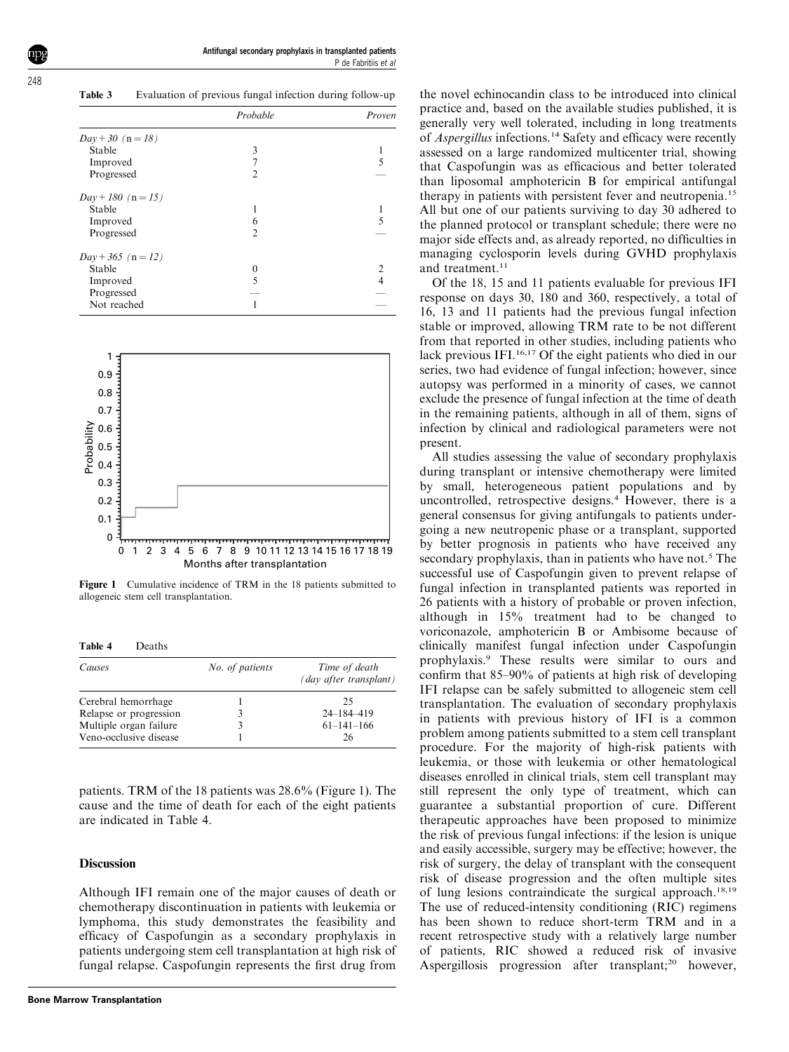**Table 3** Evaluation of previous fungal infection during follow-up

| | *Probable* | *Proven* |
|---|---|---|
| *Day + 30 (n = 18)* | | |
| Stable | 3 | 1 |
| Improved | 7 | 5 |
| Progressed | 2 | — |
| *Day + 180 (n = 15)* | | |
| Stable | 1 | 1 |
| Improved | 6 | 5 |
| Progressed | 2 | — |
| *Day + 365 (n = 12)* | | |
| Stable | 0 | 2 |
| Improved | 5 | 4 |
| Progressed | — | — |
| Not reached | 1 | — |

**Figure 1** Cumulative incidence of TRM in the 18 patients submitted to allogeneic stem cell transplantation.

**Table 4** Deaths

| *Causes* | *No. of patients* | *Time of death (day after transplant)* |
|---|---|---|
| Cerebral hemorrhage | 1 | 25 |
| Relapse or progression | 3 | 24–184–419 |
| Multiple organ failure | 3 | 61–141–166 |
| Veno-occlusive disease | 1 | 26 |

patients. TRM of the 18 patients was 28.6% (Figure 1). The cause and the time of death for each of the eight patients are indicated in Table 4.

## Discussion

Although IFI remain one of the major causes of death or chemotherapy discontinuation in patients with leukemia or lymphoma, this study demonstrates the feasibility and efficacy of Caspofungin as a secondary prophylaxis in patients undergoing stem cell transplantation at high risk of fungal relapse. Caspofungin represents the first drug from the novel echinocandin class to be introduced into clinical practice and, based on the available studies published, it is generally very well tolerated, including in long treatments of *Aspergillus* infections.[14] Safety and efficacy were recently assessed on a large randomized multicenter trial, showing that Caspofungin was as efficacious and better tolerated than liposomal amphotericin B for empirical antifungal therapy in patients with persistent fever and neutropenia.[15] All but one of our patients surviving to day 30 adhered to the planned protocol or transplant schedule; there were no major side effects and, as already reported, no difficulties in managing cyclosporin levels during GVHD prophylaxis and treatment.[11]

Of the 18, 15 and 11 patients evaluable for previous IFI response on days 30, 180 and 360, respectively, a total of 16, 13 and 11 patients had the previous fungal infection stable or improved, allowing TRM rate to be not different from that reported in other studies, including patients who lack previous IFI.[16,17] Of the eight patients who died in our series, two had evidence of fungal infection; however, since autopsy was performed in a minority of cases, we cannot exclude the presence of fungal infection at the time of death in the remaining patients, although in all of them, signs of infection by clinical and radiological parameters were not present.

All studies assessing the value of secondary prophylaxis during transplant or intensive chemotherapy were limited by small, heterogeneous patient populations and by uncontrolled, retrospective designs.[4] However, there is a general consensus for giving antifungals to patients undergoing a new neutropenic phase or a transplant, supported by better prognosis in patients who have received any secondary prophylaxis, than in patients who have not.[5] The successful use of Caspofungin given to prevent relapse of fungal infection in transplanted patients was reported in 26 patients with a history of probable or proven infection, although in 15% treatment had to be changed to voriconazole, amphotericin B or Ambisome because of clinically manifest fungal infection under Caspofungin prophylaxis.[9] These results were similar to ours and confirm that 85–90% of patients at high risk of developing IFI relapse can be safely submitted to allogeneic stem cell transplantation. The evaluation of secondary prophylaxis in patients with previous history of IFI is a common problem among patients submitted to a stem cell transplant procedure. For the majority of high-risk patients with leukemia, or those with leukemia or other hematological diseases enrolled in clinical trials, stem cell transplant may still represent the only type of treatment, which can guarantee a substantial proportion of cure. Different therapeutic approaches have been proposed to minimize the risk of previous fungal infections: if the lesion is unique and easily accessible, surgery may be effective; however, the risk of surgery, the delay of transplant with the consequent risk of disease progression and the often multiple sites of lung lesions contraindicate the surgical approach.[18,19] The use of reduced-intensity conditioning (RIC) regimens has been shown to reduce short-term TRM and in a recent retrospective study with a relatively large number of patients, RIC showed a reduced risk of invasive Aspergillosis progression after transplant;[20] however,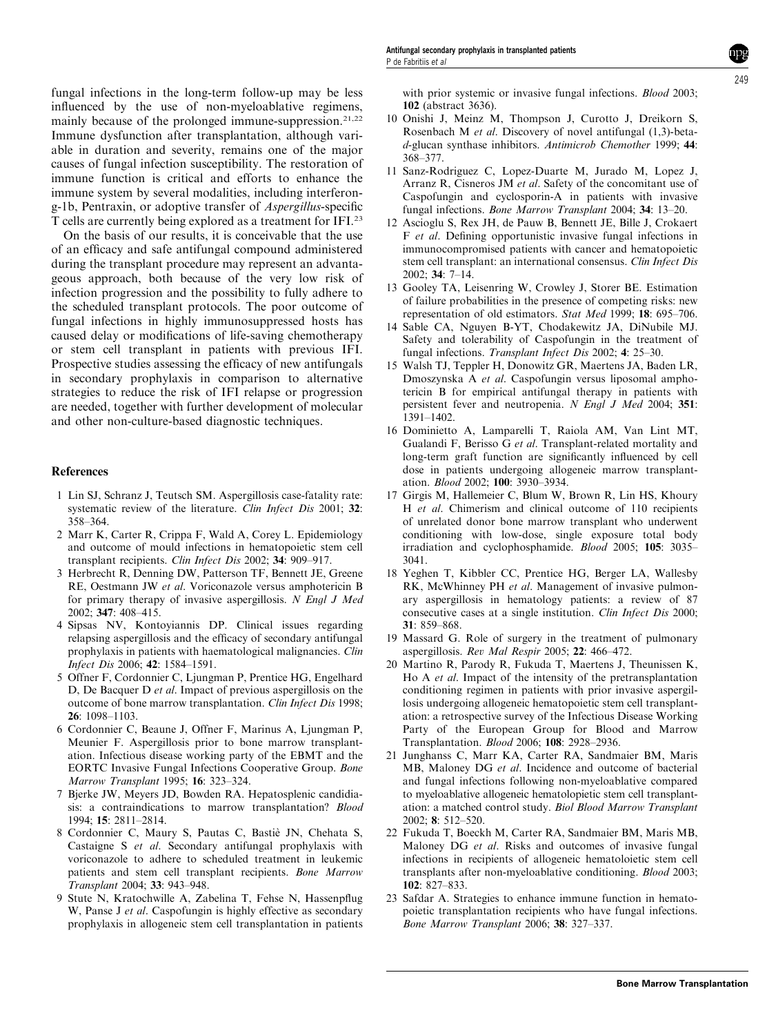fungal infections in the long-term follow-up may be less influenced by the use of non-myeloablative regimens, mainly because of the prolonged immune-suppression.[21,22] Immune dysfunction after transplantation, although variable in duration and severity, remains one of the major causes of fungal infection susceptibility. The restoration of immune function is critical and efforts to enhance the immune system by several modalities, including interferon-g-1b, Pentraxin, or adoptive transfer of *Aspergillus*-specific T cells are currently being explored as a treatment for IFI.[23]

On the basis of our results, it is conceivable that the use of an efficacy and safe antifungal compound administered during the transplant procedure may represent an advantageous approach, both because of the very low risk of infection progression and the possibility to fully adhere to the scheduled transplant protocols. The poor outcome of fungal infections in highly immunosuppressed hosts has caused delay or modifications of life-saving chemotherapy or stem cell transplant in patients with previous IFI. Prospective studies assessing the efficacy of new antifungals in secondary prophylaxis in comparison to alternative strategies to reduce the risk of IFI relapse or progression are needed, together with further development of molecular and other non-culture-based diagnostic techniques.

## References

1 Lin SJ, Schranz J, Teutsch SM. Aspergillosis case-fatality rate: systematic review of the literature. *Clin Infect Dis* 2001; **32**: 358–364.

2 Marr K, Carter R, Crippa F, Wald A, Corey L. Epidemiology and outcome of mould infections in hematopoietic stem cell transplant recipients. *Clin Infect Dis* 2002; **34**: 909–917.

3 Herbrecht R, Denning DW, Patterson TF, Bennett JE, Greene RE, Oestmann JW *et al*. Voriconazole versus amphotericin B for primary therapy of invasive aspergillosis. *N Engl J Med* 2002; **347**: 408–415.

4 Sipsas NV, Kontoyiannis DP. Clinical issues regarding relapsing aspergillosis and the efficacy of secondary antifungal prophylaxis in patients with haematological malignancies. *Clin Infect Dis* 2006; **42**: 1584–1591.

5 Offner F, Cordonnier C, Ljungman P, Prentice HG, Engelhard D, De Bacquer D *et al*. Impact of previous aspergillosis on the outcome of bone marrow transplantation. *Clin Infect Dis* 1998; **26**: 1098–1103.

6 Cordonnier C, Beaune J, Offner F, Marinus A, Ljungman P, Meunier F. Aspergillosis prior to bone marrow transplantation. Infectious disease working party of the EBMT and the EORTC Invasive Fungal Infections Cooperative Group. *Bone Marrow Transplant* 1995; **16**: 323–324.

7 Bjerke JW, Meyers JD, Bowden RA. Hepatosplenic candidiasis: a contraindications to marrow transplantation? *Blood* 1994; **15**: 2811–2814.

8 Cordonnier C, Maury S, Pautas C, Bastiè JN, Chehata S, Castaigne S *et al*. Secondary antifungal prophylaxis with voriconazole to adhere to scheduled treatment in leukemic patients and stem cell transplant recipients. *Bone Marrow Transplant* 2004; **33**: 943–948.

9 Stute N, Kratochwille A, Zabelina T, Fehse N, Hassenpflug W, Panse J *et al*. Caspofungin is highly effective as secondary prophylaxis in allogeneic stem cell transplantation in patients with prior systemic or invasive fungal infections. *Blood* 2003; **102** (abstract 3636).

10 Onishi J, Meinz M, Thompson J, Curotto J, Dreikorn S, Rosenbach M *et al*. Discovery of novel antifungal (1,3)-beta-*d*-glucan synthase inhibitors. *Antimicrob Chemother* 1999; **44**: 368–377.

11 Sanz-Rodriguez C, Lopez-Duarte M, Jurado M, Lopez J, Arranz R, Cisneros JM *et al*. Safety of the concomitant use of Caspofungin and cyclosporin-A in patients with invasive fungal infections. *Bone Marrow Transplant* 2004; **34**: 13–20.

12 Ascioglu S, Rex JH, de Pauw B, Bennett JE, Bille J, Crokaert F *et al*. Defining opportunistic invasive fungal infections in immunocompromised patients with cancer and hematopoietic stem cell transplant: an international consensus. *Clin Infect Dis* 2002; **34**: 7–14.

13 Gooley TA, Leisenring W, Crowley J, Storer BE. Estimation of failure probabilities in the presence of competing risks: new representation of old estimators. *Stat Med* 1999; **18**: 695–706.

14 Sable CA, Nguyen B-YT, Chodakewitz JA, DiNubile MJ. Safety and tolerability of Caspofungin in the treatment of fungal infections. *Transplant Infect Dis* 2002; **4**: 25–30.

15 Walsh TJ, Teppler H, Donowitz GR, Maertens JA, Baden LR, Dmoszynska A *et al*. Caspofungin versus liposomal amphotericin B for empirical antifungal therapy in patients with persistent fever and neutropenia. *N Engl J Med* 2004; **351**: 1391–1402.

16 Dominietto A, Lamparelli T, Raiola AM, Van Lint MT, Gualandi F, Berisso G *et al*. Transplant-related mortality and long-term graft function are significantly influenced by cell dose in patients undergoing allogeneic marrow transplantation. *Blood* 2002; **100**: 3930–3934.

17 Girgis M, Hallemeier C, Blum W, Brown R, Lin HS, Khoury H *et al*. Chimerism and clinical outcome of 110 recipients of unrelated donor bone marrow transplant who underwent conditioning with low-dose, single exposure total body irradiation and cyclophosphamide. *Blood* 2005; **105**: 3035–3041.

18 Yeghen T, Kibbler CC, Prentice HG, Berger LA, Wallesby RK, McWhinney PH *et al*. Management of invasive pulmonary aspergillosis in hematology patients: a review of 87 consecutive cases at a single institution. *Clin Infect Dis* 2000; **31**: 859–868.

19 Massard G. Role of surgery in the treatment of pulmonary aspergillosis. *Rev Mal Respir* 2005; **22**: 466–472.

20 Martino R, Parody R, Fukuda T, Maertens J, Theunissen K, Ho A *et al*. Impact of the intensity of the pretransplantation conditioning regimen in patients with prior invasive aspergillosis undergoing allogeneic hematopoietic stem cell transplantation: a retrospective survey of the Infectious Disease Working Party of the European Group for Blood and Marrow Transplantation. *Blood* 2006; **108**: 2928–2936.

21 Junghanss C, Marr KA, Carter RA, Sandmaier BM, Maris MB, Maloney DG *et al*. Incidence and outcome of bacterial and fungal infections following non-myeloablative compared to myeloablative allogeneic hematopoietic stem cell transplantation: a matched control study. *Biol Blood Marrow Transplant* 2002; **8**: 512–520.

22 Fukuda T, Boeckh M, Carter RA, Sandmaier BM, Maris MB, Maloney DG *et al*. Risks and outcomes of invasive fungal infections in recipients of allogeneic hematoloietic stem cell transplants after non-myeloablative conditioning. *Blood* 2003; **102**: 827–833.

23 Safdar A. Strategies to enhance immune function in hematopoietic transplantation recipients who have fungal infections. *Bone Marrow Transplant* 2006; **38**: 327–337.